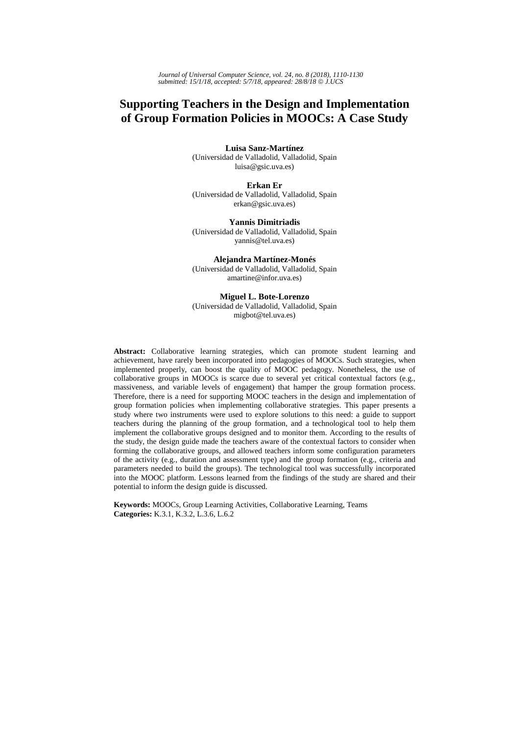# Supporting Teachers in the Design and Implementation of Group Formation Policies in MOOCs: A Case Study

**Luisa Sanz-Martínez**
(Universidad de Valladolid, Valladolid, Spain
luisa@gsic.uva.es)

**Erkan Er**
(Universidad de Valladolid, Valladolid, Spain
erkan@gsic.uva.es)

**Yannis Dimitriadis**
(Universidad de Valladolid, Valladolid, Spain
yannis@tel.uva.es)

**Alejandra Martínez-Monés**
(Universidad de Valladolid, Valladolid, Spain
amartine@infor.uva.es)

**Miguel L. Bote-Lorenzo**
(Universidad de Valladolid, Valladolid, Spain
migbot@tel.uva.es)

**Abstract:** Collaborative learning strategies, which can promote student learning and achievement, have rarely been incorporated into pedagogies of MOOCs. Such strategies, when implemented properly, can boost the quality of MOOC pedagogy. Nonetheless, the use of collaborative groups in MOOCs is scarce due to several yet critical contextual factors (e.g., massiveness, and variable levels of engagement) that hamper the group formation process. Therefore, there is a need for supporting MOOC teachers in the design and implementation of group formation policies when implementing collaborative strategies. This paper presents a study where two instruments were used to explore solutions to this need: a guide to support teachers during the planning of the group formation, and a technological tool to help them implement the collaborative groups designed and to monitor them. According to the results of the study, the design guide made the teachers aware of the contextual factors to consider when forming the collaborative groups, and allowed teachers inform some configuration parameters of the activity (e.g., duration and assessment type) and the group formation (e.g., criteria and parameters needed to build the groups). The technological tool was successfully incorporated into the MOOC platform. Lessons learned from the findings of the study are shared and their potential to inform the design guide is discussed.

**Keywords:** MOOCs, Group Learning Activities, Collaborative Learning, Teams
**Categories:** K.3.1, K.3.2, L.3.6, L.6.2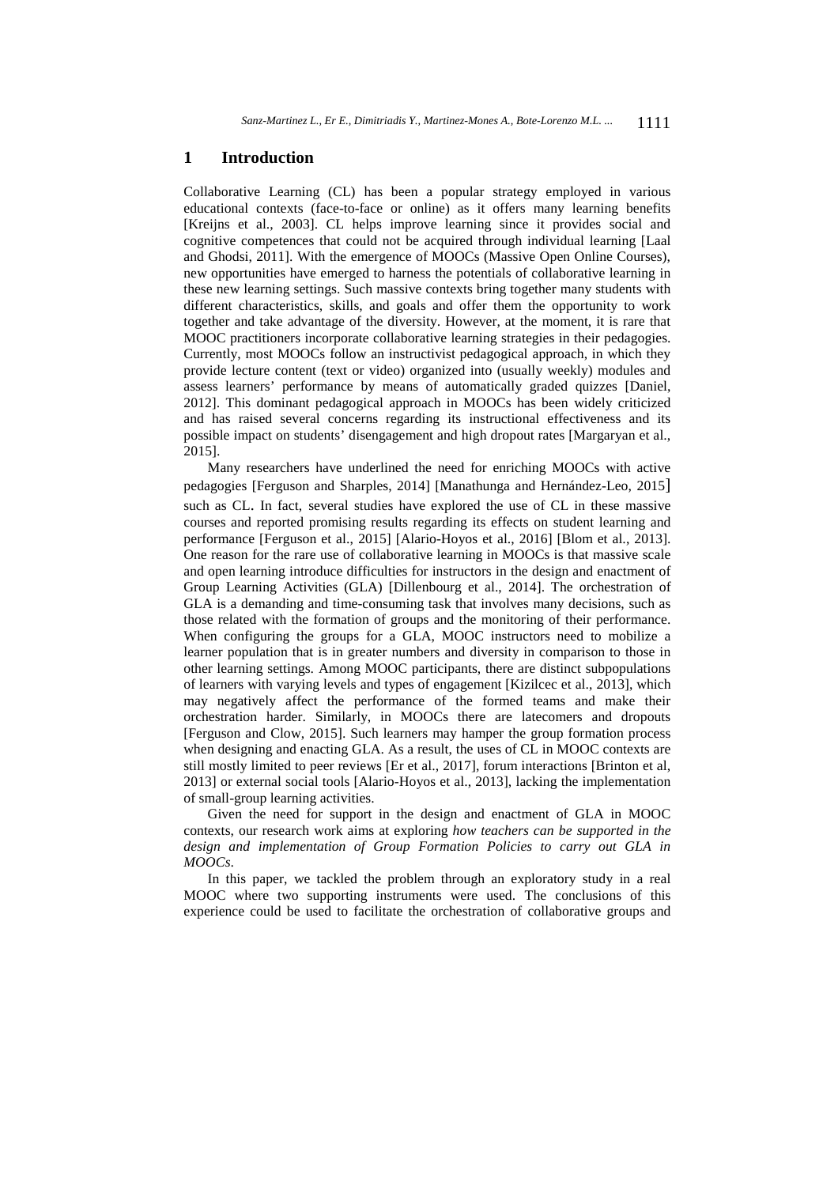## 1 Introduction

Collaborative Learning (CL) has been a popular strategy employed in various educational contexts (face-to-face or online) as it offers many learning benefits [Kreijns et al., 2003]. CL helps improve learning since it provides social and cognitive competences that could not be acquired through individual learning [Laal and Ghodsi, 2011]. With the emergence of MOOCs (Massive Open Online Courses), new opportunities have emerged to harness the potentials of collaborative learning in these new learning settings. Such massive contexts bring together many students with different characteristics, skills, and goals and offer them the opportunity to work together and take advantage of the diversity. However, at the moment, it is rare that MOOC practitioners incorporate collaborative learning strategies in their pedagogies. Currently, most MOOCs follow an instructivist pedagogical approach, in which they provide lecture content (text or video) organized into (usually weekly) modules and assess learners' performance by means of automatically graded quizzes [Daniel, 2012]. This dominant pedagogical approach in MOOCs has been widely criticized and has raised several concerns regarding its instructional effectiveness and its possible impact on students' disengagement and high dropout rates [Margaryan et al., 2015].

Many researchers have underlined the need for enriching MOOCs with active pedagogies [Ferguson and Sharples, 2014] [Manathunga and Hernández-Leo, 2015] such as CL. In fact, several studies have explored the use of CL in these massive courses and reported promising results regarding its effects on student learning and performance [Ferguson et al., 2015] [Alario-Hoyos et al., 2016] [Blom et al., 2013]. One reason for the rare use of collaborative learning in MOOCs is that massive scale and open learning introduce difficulties for instructors in the design and enactment of Group Learning Activities (GLA) [Dillenbourg et al., 2014]. The orchestration of GLA is a demanding and time-consuming task that involves many decisions, such as those related with the formation of groups and the monitoring of their performance. When configuring the groups for a GLA, MOOC instructors need to mobilize a learner population that is in greater numbers and diversity in comparison to those in other learning settings. Among MOOC participants, there are distinct subpopulations of learners with varying levels and types of engagement [Kizilcec et al., 2013], which may negatively affect the performance of the formed teams and make their orchestration harder. Similarly, in MOOCs there are latecomers and dropouts [Ferguson and Clow, 2015]. Such learners may hamper the group formation process when designing and enacting GLA. As a result, the uses of CL in MOOC contexts are still mostly limited to peer reviews [Er et al., 2017], forum interactions [Brinton et al, 2013] or external social tools [Alario-Hoyos et al., 2013], lacking the implementation of small-group learning activities.

Given the need for support in the design and enactment of GLA in MOOC contexts, our research work aims at exploring *how teachers can be supported in the design and implementation of Group Formation Policies to carry out GLA in MOOCs*.

In this paper, we tackled the problem through an exploratory study in a real MOOC where two supporting instruments were used. The conclusions of this experience could be used to facilitate the orchestration of collaborative groups and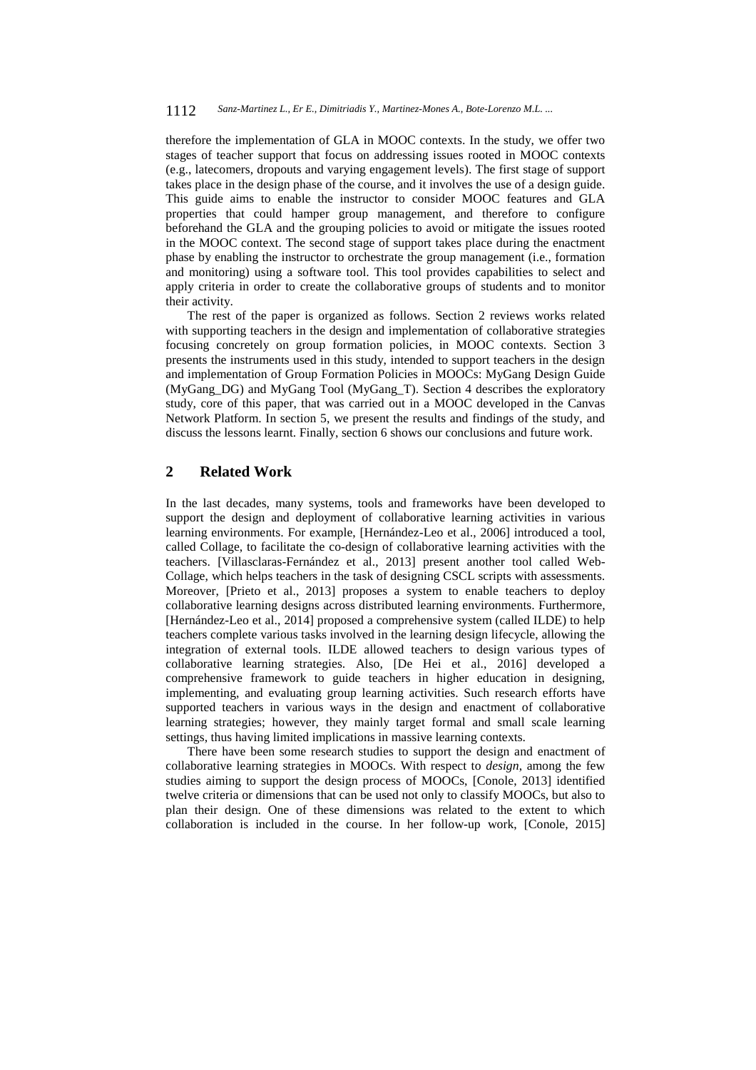therefore the implementation of GLA in MOOC contexts. In the study, we offer two stages of teacher support that focus on addressing issues rooted in MOOC contexts (e.g., latecomers, dropouts and varying engagement levels). The first stage of support takes place in the design phase of the course, and it involves the use of a design guide. This guide aims to enable the instructor to consider MOOC features and GLA properties that could hamper group management, and therefore to configure beforehand the GLA and the grouping policies to avoid or mitigate the issues rooted in the MOOC context. The second stage of support takes place during the enactment phase by enabling the instructor to orchestrate the group management (i.e., formation and monitoring) using a software tool. This tool provides capabilities to select and apply criteria in order to create the collaborative groups of students and to monitor their activity.

The rest of the paper is organized as follows. Section 2 reviews works related with supporting teachers in the design and implementation of collaborative strategies focusing concretely on group formation policies, in MOOC contexts. Section 3 presents the instruments used in this study, intended to support teachers in the design and implementation of Group Formation Policies in MOOCs: MyGang Design Guide (MyGang_DG) and MyGang Tool (MyGang_T). Section 4 describes the exploratory study, core of this paper, that was carried out in a MOOC developed in the Canvas Network Platform. In section 5, we present the results and findings of the study, and discuss the lessons learnt. Finally, section 6 shows our conclusions and future work.

## 2 Related Work

In the last decades, many systems, tools and frameworks have been developed to support the design and deployment of collaborative learning activities in various learning environments. For example, [Hernández-Leo et al., 2006] introduced a tool, called Collage, to facilitate the co-design of collaborative learning activities with the teachers. [Villasclaras-Fernández et al., 2013] present another tool called Web-Collage, which helps teachers in the task of designing CSCL scripts with assessments. Moreover, [Prieto et al., 2013] proposes a system to enable teachers to deploy collaborative learning designs across distributed learning environments. Furthermore, [Hernández-Leo et al., 2014] proposed a comprehensive system (called ILDE) to help teachers complete various tasks involved in the learning design lifecycle, allowing the integration of external tools. ILDE allowed teachers to design various types of collaborative learning strategies. Also, [De Hei et al., 2016] developed a comprehensive framework to guide teachers in higher education in designing, implementing, and evaluating group learning activities. Such research efforts have supported teachers in various ways in the design and enactment of collaborative learning strategies; however, they mainly target formal and small scale learning settings, thus having limited implications in massive learning contexts.

There have been some research studies to support the design and enactment of collaborative learning strategies in MOOCs. With respect to *design*, among the few studies aiming to support the design process of MOOCs, [Conole, 2013] identified twelve criteria or dimensions that can be used not only to classify MOOCs, but also to plan their design. One of these dimensions was related to the extent to which collaboration is included in the course. In her follow-up work, [Conole, 2015]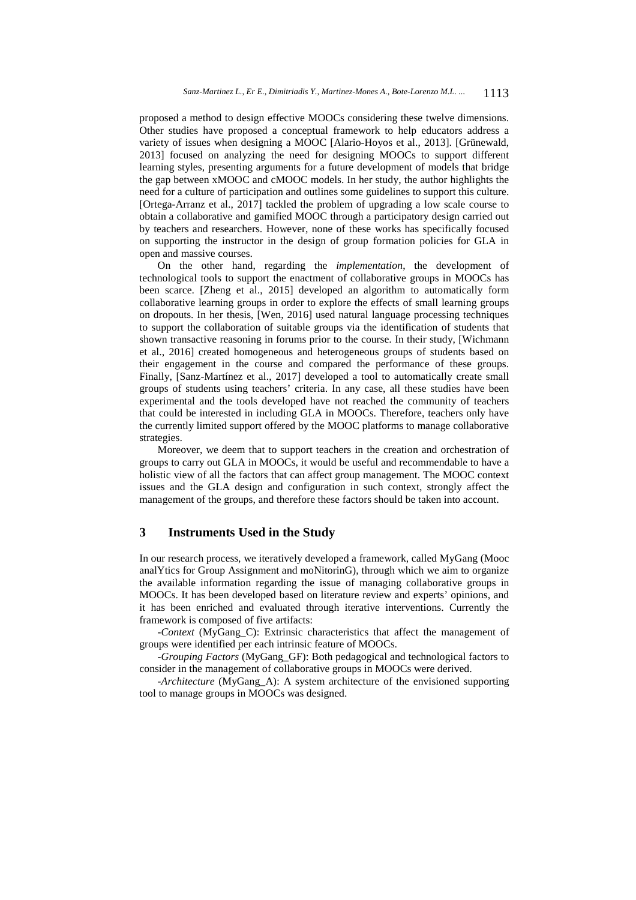proposed a method to design effective MOOCs considering these twelve dimensions. Other studies have proposed a conceptual framework to help educators address a variety of issues when designing a MOOC [Alario-Hoyos et al., 2013]. [Grünewald, 2013] focused on analyzing the need for designing MOOCs to support different learning styles, presenting arguments for a future development of models that bridge the gap between xMOOC and cMOOC models. In her study, the author highlights the need for a culture of participation and outlines some guidelines to support this culture. [Ortega-Arranz et al., 2017] tackled the problem of upgrading a low scale course to obtain a collaborative and gamified MOOC through a participatory design carried out by teachers and researchers. However, none of these works has specifically focused on supporting the instructor in the design of group formation policies for GLA in open and massive courses.

On the other hand, regarding the *implementation*, the development of technological tools to support the enactment of collaborative groups in MOOCs has been scarce. [Zheng et al., 2015] developed an algorithm to automatically form collaborative learning groups in order to explore the effects of small learning groups on dropouts. In her thesis, [Wen, 2016] used natural language processing techniques to support the collaboration of suitable groups via the identification of students that shown transactive reasoning in forums prior to the course. In their study, [Wichmann et al., 2016] created homogeneous and heterogeneous groups of students based on their engagement in the course and compared the performance of these groups. Finally, [Sanz-Martínez et al., 2017] developed a tool to automatically create small groups of students using teachers' criteria. In any case, all these studies have been experimental and the tools developed have not reached the community of teachers that could be interested in including GLA in MOOCs. Therefore, teachers only have the currently limited support offered by the MOOC platforms to manage collaborative strategies.

Moreover, we deem that to support teachers in the creation and orchestration of groups to carry out GLA in MOOCs, it would be useful and recommendable to have a holistic view of all the factors that can affect group management. The MOOC context issues and the GLA design and configuration in such context, strongly affect the management of the groups, and therefore these factors should be taken into account.

## 3 Instruments Used in the Study

In our research process, we iteratively developed a framework, called MyGang (Mooc analYtics for Group Assignment and moNitorinG), through which we aim to organize the available information regarding the issue of managing collaborative groups in MOOCs. It has been developed based on literature review and experts' opinions, and it has been enriched and evaluated through iterative interventions. Currently the framework is composed of five artifacts:

-*Context* (MyGang_C): Extrinsic characteristics that affect the management of groups were identified per each intrinsic feature of MOOCs.

-*Grouping Factors* (MyGang_GF): Both pedagogical and technological factors to consider in the management of collaborative groups in MOOCs were derived.

-*Architecture* (MyGang_A): A system architecture of the envisioned supporting tool to manage groups in MOOCs was designed.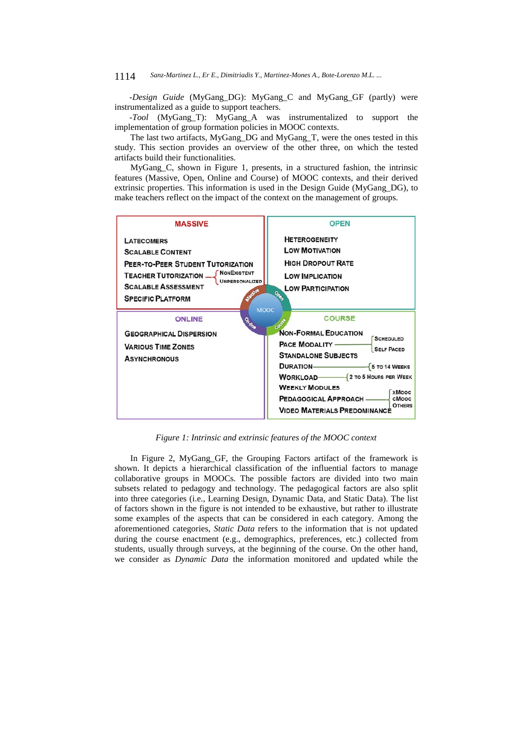-*Design Guide* (MyGang_DG): MyGang_C and MyGang_GF (partly) were instrumentalized as a guide to support teachers.

-*Tool* (MyGang_T): MyGang_A was instrumentalized to support the implementation of group formation policies in MOOC contexts.

The last two artifacts, MyGang_DG and MyGang_T, were the ones tested in this study. This section provides an overview of the other three, on which the tested artifacts build their functionalities.

MyGang_C, shown in Figure 1, presents, in a structured fashion, the intrinsic features (Massive, Open, Online and Course) of MOOC contexts, and their derived extrinsic properties. This information is used in the Design Guide (MyGang_DG), to make teachers reflect on the impact of the context on the management of groups.

**MASSIVE**
- Latecomers
- Scalable Content
- Peer-to-Peer Student Tutorization
- Teacher Tutorization (NonExistent / Unpersonalized)
- Scalable Assessment
- Specific Platform

**OPEN**
- Heterogeneity
- Low Motivation
- High Dropout Rate
- Low Implication
- Low Participation

**ONLINE**
- Geographical Dispersion
- Various Time Zones
- Asynchronous

**COURSE**
- Non-Formal Education
- Pace Modality (Scheduled / Self Paced)
- Standalone Subjects
- Duration (5 to 14 Weeks)
- Workload (2 to 5 Hours per Week)
- Weekly Modules
- Pedagogical Approach (xMooc / cMooc / Others)
- Video Materials Predominance

*Figure 1: Intrinsic and extrinsic features of the MOOC context*

In Figure 2, MyGang_GF, the Grouping Factors artifact of the framework is shown. It depicts a hierarchical classification of the influential factors to manage collaborative groups in MOOCs. The possible factors are divided into two main subsets related to pedagogy and technology. The pedagogical factors are also split into three categories (i.e., Learning Design, Dynamic Data, and Static Data). The list of factors shown in the figure is not intended to be exhaustive, but rather to illustrate some examples of the aspects that can be considered in each category. Among the aforementioned categories, *Static Data* refers to the information that is not updated during the course enactment (e.g., demographics, preferences, etc.) collected from students, usually through surveys, at the beginning of the course. On the other hand, we consider as *Dynamic Data* the information monitored and updated while the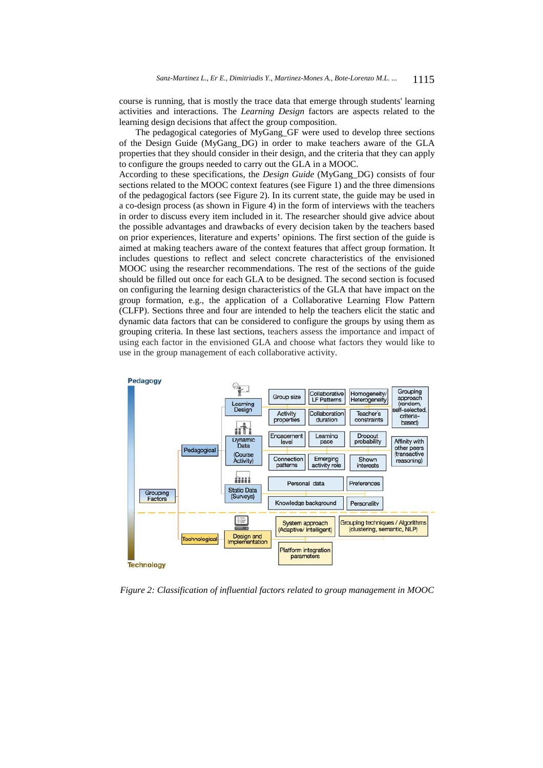course is running, that is mostly the trace data that emerge through students' learning activities and interactions. The *Learning Design* factors are aspects related to the learning design decisions that affect the group composition.

The pedagogical categories of MyGang_GF were used to develop three sections of the Design Guide (MyGang_DG) in order to make teachers aware of the GLA properties that they should consider in their design, and the criteria that they can apply to configure the groups needed to carry out the GLA in a MOOC.

According to these specifications, the *Design Guide* (MyGang_DG) consists of four sections related to the MOOC context features (see Figure 1) and the three dimensions of the pedagogical factors (see Figure 2). In its current state, the guide may be used in a co-design process (as shown in Figure 4) in the form of interviews with the teachers in order to discuss every item included in it. The researcher should give advice about the possible advantages and drawbacks of every decision taken by the teachers based on prior experiences, literature and experts' opinions. The first section of the guide is aimed at making teachers aware of the context features that affect group formation. It includes questions to reflect and select concrete characteristics of the envisioned MOOC using the researcher recommendations. The rest of the sections of the guide should be filled out once for each GLA to be designed. The second section is focused on configuring the learning design characteristics of the GLA that have impact on the group formation, e.g., the application of a Collaborative Learning Flow Pattern (CLFP). Sections three and four are intended to help the teachers elicit the static and dynamic data factors that can be considered to configure the groups by using them as grouping criteria. In these last sections, teachers assess the importance and impact of using each factor in the envisioned GLA and choose what factors they would like to use in the group management of each collaborative activity.

*Figure 2: Classification of influential factors related to group management in MOOC*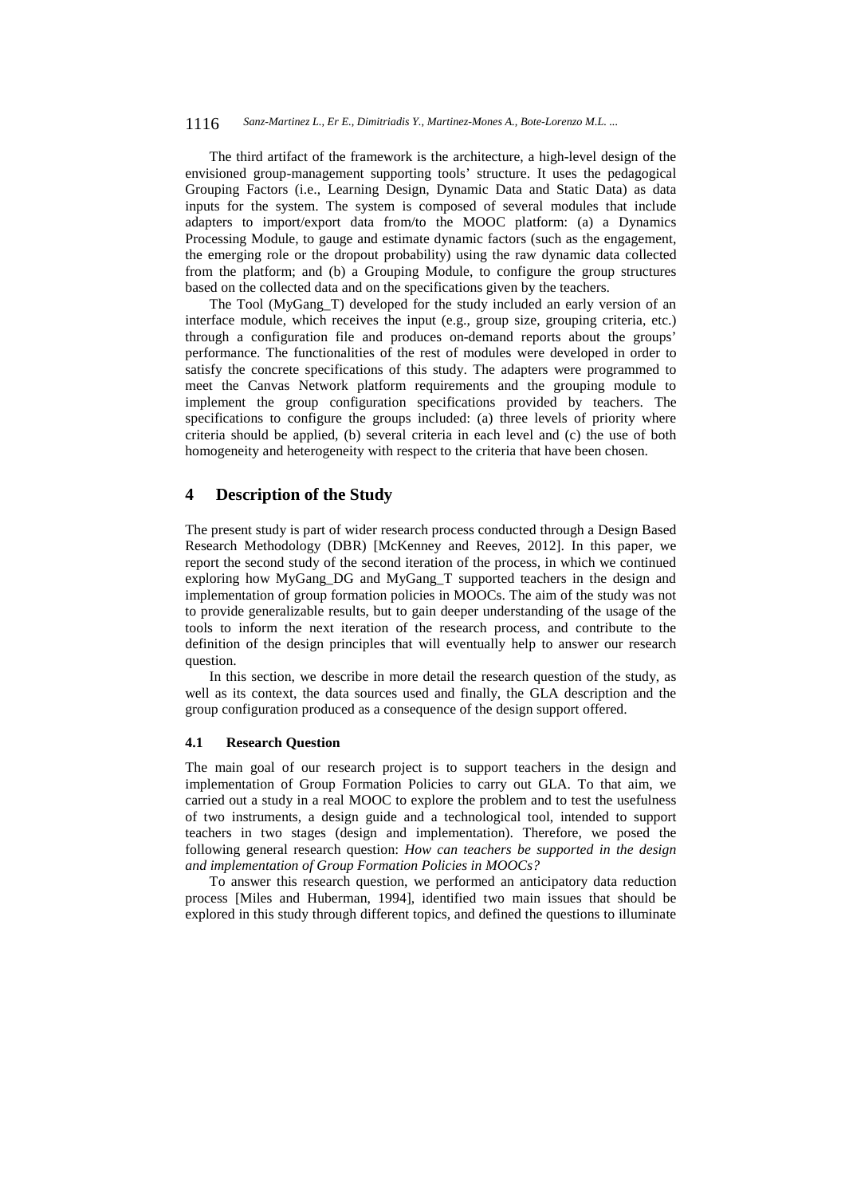The third artifact of the framework is the architecture, a high-level design of the envisioned group-management supporting tools' structure. It uses the pedagogical Grouping Factors (i.e., Learning Design, Dynamic Data and Static Data) as data inputs for the system. The system is composed of several modules that include adapters to import/export data from/to the MOOC platform: (a) a Dynamics Processing Module, to gauge and estimate dynamic factors (such as the engagement, the emerging role or the dropout probability) using the raw dynamic data collected from the platform; and (b) a Grouping Module, to configure the group structures based on the collected data and on the specifications given by the teachers.

The Tool (MyGang_T) developed for the study included an early version of an interface module, which receives the input (e.g., group size, grouping criteria, etc.) through a configuration file and produces on-demand reports about the groups' performance. The functionalities of the rest of modules were developed in order to satisfy the concrete specifications of this study. The adapters were programmed to meet the Canvas Network platform requirements and the grouping module to implement the group configuration specifications provided by teachers. The specifications to configure the groups included: (a) three levels of priority where criteria should be applied, (b) several criteria in each level and (c) the use of both homogeneity and heterogeneity with respect to the criteria that have been chosen.

# 4 Description of the Study

The present study is part of wider research process conducted through a Design Based Research Methodology (DBR) [McKenney and Reeves, 2012]. In this paper, we report the second study of the second iteration of the process, in which we continued exploring how MyGang_DG and MyGang_T supported teachers in the design and implementation of group formation policies in MOOCs. The aim of the study was not to provide generalizable results, but to gain deeper understanding of the usage of the tools to inform the next iteration of the research process, and contribute to the definition of the design principles that will eventually help to answer our research question.

In this section, we describe in more detail the research question of the study, as well as its context, the data sources used and finally, the GLA description and the group configuration produced as a consequence of the design support offered.

## 4.1 Research Question

The main goal of our research project is to support teachers in the design and implementation of Group Formation Policies to carry out GLA. To that aim, we carried out a study in a real MOOC to explore the problem and to test the usefulness of two instruments, a design guide and a technological tool, intended to support teachers in two stages (design and implementation). Therefore, we posed the following general research question: *How can teachers be supported in the design and implementation of Group Formation Policies in MOOCs?*

To answer this research question, we performed an anticipatory data reduction process [Miles and Huberman, 1994], identified two main issues that should be explored in this study through different topics, and defined the questions to illuminate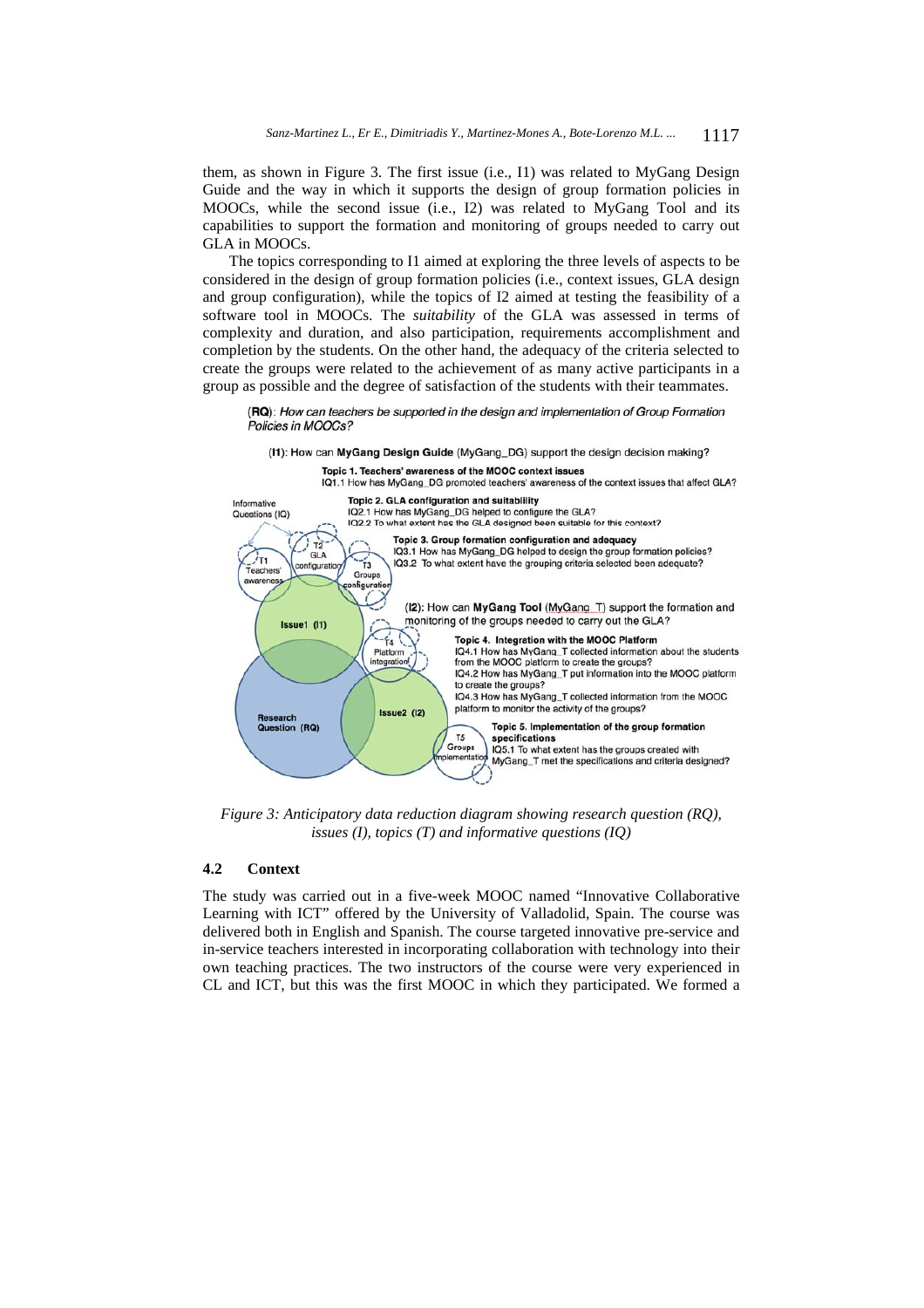them, as shown in Figure 3. The first issue (i.e., I1) was related to MyGang Design Guide and the way in which it supports the design of group formation policies in MOOCs, while the second issue (i.e., I2) was related to MyGang Tool and its capabilities to support the formation and monitoring of groups needed to carry out GLA in MOOCs.

The topics corresponding to I1 aimed at exploring the three levels of aspects to be considered in the design of group formation policies (i.e., context issues, GLA design and group configuration), while the topics of I2 aimed at testing the feasibility of a software tool in MOOCs. The *suitability* of the GLA was assessed in terms of complexity and duration, and also participation, requirements accomplishment and completion by the students. On the other hand, the adequacy of the criteria selected to create the groups were related to the achievement of as many active participants in a group as possible and the degree of satisfaction of the students with their teammates.

(**RQ**): *How can teachers be supported in the design and implementation of Group Formation Policies in MOOCs?*

(**I1**): How can **MyGang Design Guide** (MyGang_DG) support the design decision making?

**Topic 1. Teachers' awareness of the MOOC context issues**
IQ1.1 How has MyGang_DG promoted teachers' awareness of the context issues that affect GLA?

**Topic 2. GLA configuration and suitability**
IQ2.1 How has MyGang_DG helped to configure the GLA?
IQ2.2 To what extent has the GLA designed been suitable for this context?

**Topic 3. Group formation configuration and adequacy**
IQ3.1 How has MyGang_DG helped to design the group formation policies?
IQ3.2 To what extent have the grouping criteria selected been adequate?

(**I2**): How can **MyGang Tool** (MyGang_T) support the formation and monitoring of the groups needed to carry out the GLA?

**Topic 4. Integration with the MOOC Platform**
IQ4.1 How has MyGang_T collected information about the students from the MOOC platform to create the groups?
IQ4.2 How has MyGang_T put information into the MOOC platform to create the groups?
IQ4.3 How has MyGang_T collected information from the MOOC platform to monitor the activity of the groups?

**Topic 5. Implementation of the group formation specifications**
IQ5.1 To what extent has the groups created with MyGang_T met the specifications and criteria designed?

*Figure 3: Anticipatory data reduction diagram showing research question (RQ), issues (I), topics (T) and informative questions (IQ)*

### 4.2 Context

The study was carried out in a five-week MOOC named "Innovative Collaborative Learning with ICT" offered by the University of Valladolid, Spain. The course was delivered both in English and Spanish. The course targeted innovative pre-service and in-service teachers interested in incorporating collaboration with technology into their own teaching practices. The two instructors of the course were very experienced in CL and ICT, but this was the first MOOC in which they participated. We formed a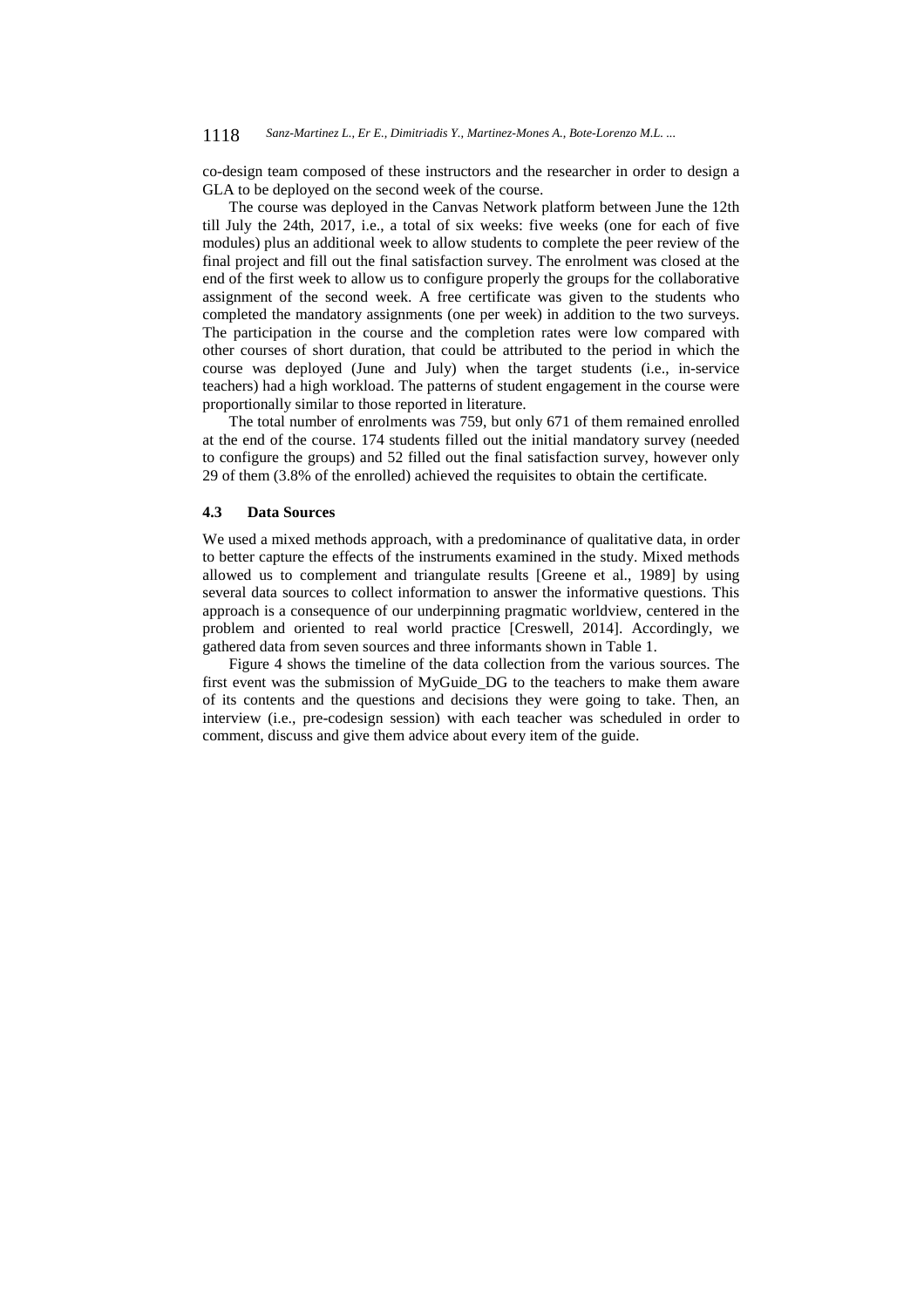co-design team composed of these instructors and the researcher in order to design a GLA to be deployed on the second week of the course.

The course was deployed in the Canvas Network platform between June the 12th till July the 24th, 2017, i.e., a total of six weeks: five weeks (one for each of five modules) plus an additional week to allow students to complete the peer review of the final project and fill out the final satisfaction survey. The enrolment was closed at the end of the first week to allow us to configure properly the groups for the collaborative assignment of the second week. A free certificate was given to the students who completed the mandatory assignments (one per week) in addition to the two surveys. The participation in the course and the completion rates were low compared with other courses of short duration, that could be attributed to the period in which the course was deployed (June and July) when the target students (i.e., in-service teachers) had a high workload. The patterns of student engagement in the course were proportionally similar to those reported in literature.

The total number of enrolments was 759, but only 671 of them remained enrolled at the end of the course. 174 students filled out the initial mandatory survey (needed to configure the groups) and 52 filled out the final satisfaction survey, however only 29 of them (3.8% of the enrolled) achieved the requisites to obtain the certificate.

### 4.3 Data Sources

We used a mixed methods approach, with a predominance of qualitative data, in order to better capture the effects of the instruments examined in the study. Mixed methods allowed us to complement and triangulate results [Greene et al., 1989] by using several data sources to collect information to answer the informative questions. This approach is a consequence of our underpinning pragmatic worldview, centered in the problem and oriented to real world practice [Creswell, 2014]. Accordingly, we gathered data from seven sources and three informants shown in Table 1.

Figure 4 shows the timeline of the data collection from the various sources. The first event was the submission of MyGuide_DG to the teachers to make them aware of its contents and the questions and decisions they were going to take. Then, an interview (i.e., pre-codesign session) with each teacher was scheduled in order to comment, discuss and give them advice about every item of the guide.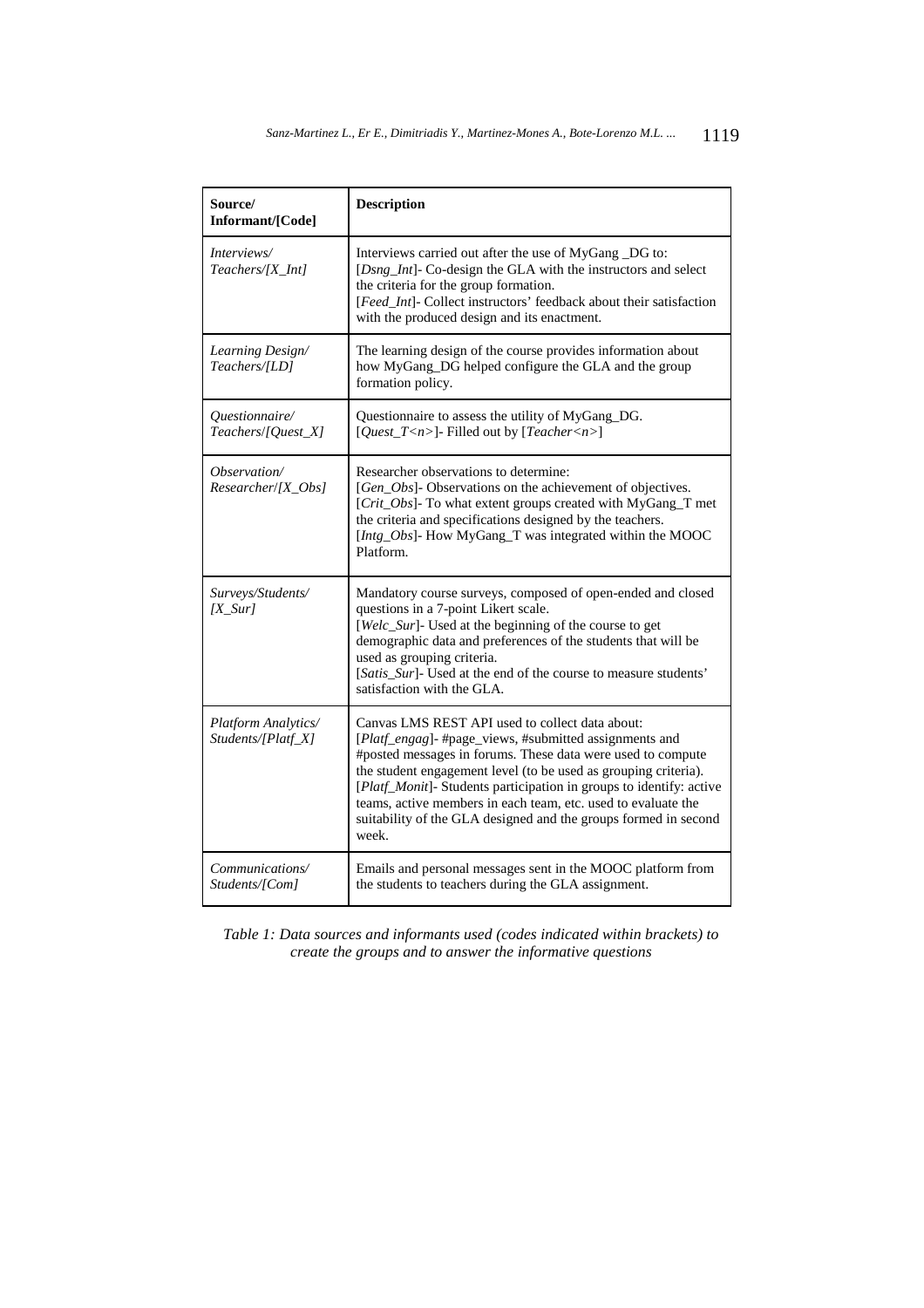| Source/ Informant/[Code] | Description |
|---|---|
| *Interviews/ Teachers/[X_Int]* | Interviews carried out after the use of MyGang _DG to: [*Dsng_Int*]- Co-design the GLA with the instructors and select the criteria for the group formation. [*Feed_Int*]- Collect instructors' feedback about their satisfaction with the produced design and its enactment. |
| *Learning Design/ Teachers/[LD]* | The learning design of the course provides information about how MyGang_DG helped configure the GLA and the group formation policy. |
| *Questionnaire/ Teachers/[Quest_X]* | Questionnaire to assess the utility of MyGang_DG. [*Quest_T<n>*]- Filled out by [*Teacher<n>*] |
| *Observation/ Researcher/[X_Obs]* | Researcher observations to determine: [*Gen_Obs*]- Observations on the achievement of objectives. [*Crit_Obs*]- To what extent groups created with MyGang_T met the criteria and specifications designed by the teachers. [*Intg_Obs*]- How MyGang_T was integrated within the MOOC Platform. |
| *Surveys/Students/ [X_Sur]* | Mandatory course surveys, composed of open-ended and closed questions in a 7-point Likert scale. [*Welc_Sur*]- Used at the beginning of the course to get demographic data and preferences of the students that will be used as grouping criteria. [*Satis_Sur*]- Used at the end of the course to measure students' satisfaction with the GLA. |
| *Platform Analytics/ Students/[Platf_X]* | Canvas LMS REST API used to collect data about: [*Platf_engag*]- #page_views, #submitted assignments and #posted messages in forums. These data were used to compute the student engagement level (to be used as grouping criteria). [*Platf_Monit*]- Students participation in groups to identify: active teams, active members in each team, etc. used to evaluate the suitability of the GLA designed and the groups formed in second week. |
| *Communications/ Students/[Com]* | Emails and personal messages sent in the MOOC platform from the students to teachers during the GLA assignment. |

*Table 1: Data sources and informants used (codes indicated within brackets) to create the groups and to answer the informative questions*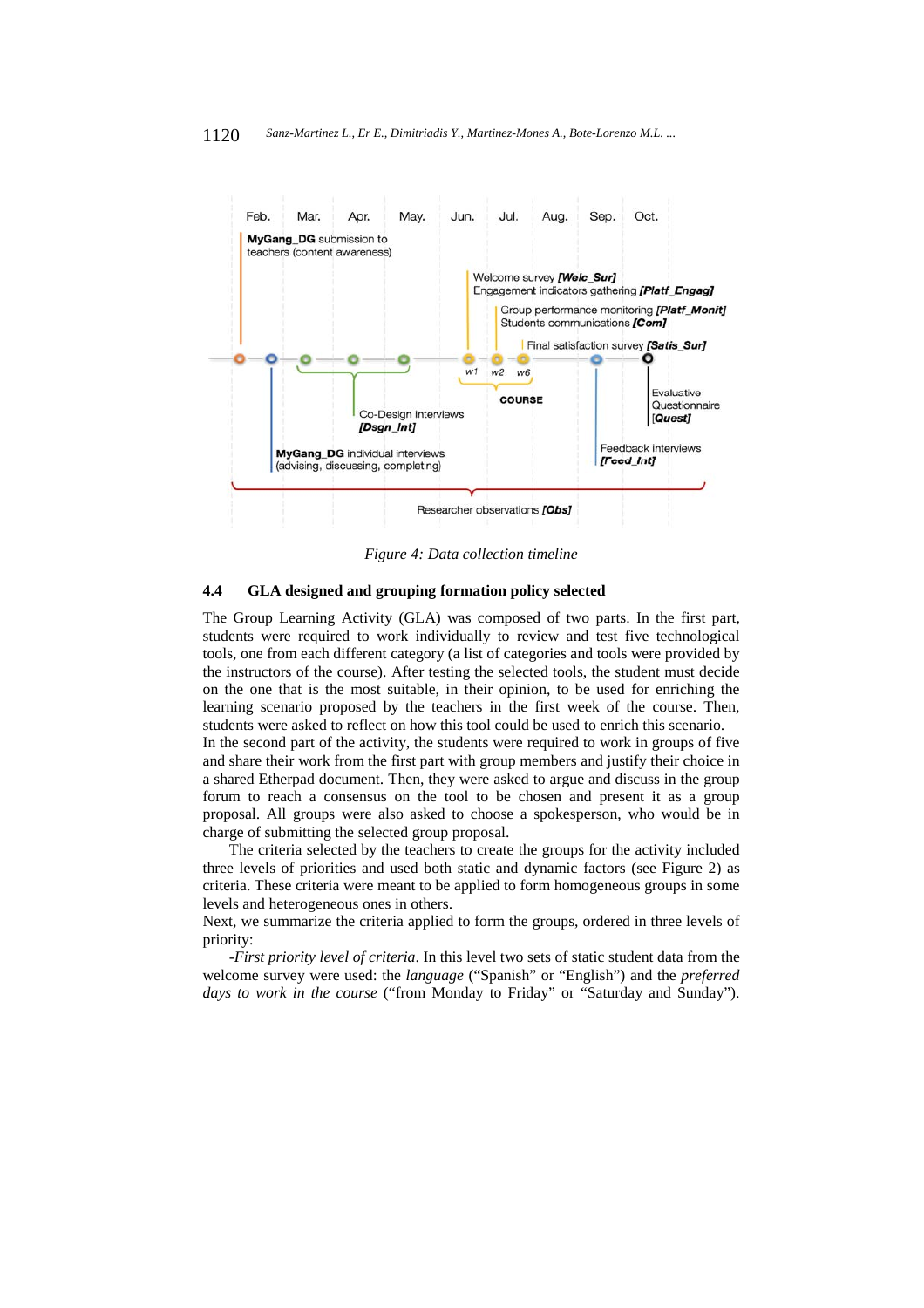Figure 4: Data collection timeline

### 4.4 GLA designed and grouping formation policy selected

The Group Learning Activity (GLA) was composed of two parts. In the first part, students were required to work individually to review and test five technological tools, one from each different category (a list of categories and tools were provided by the instructors of the course). After testing the selected tools, the student must decide on the one that is the most suitable, in their opinion, to be used for enriching the learning scenario proposed by the teachers in the first week of the course. Then, students were asked to reflect on how this tool could be used to enrich this scenario.

In the second part of the activity, the students were required to work in groups of five and share their work from the first part with group members and justify their choice in a shared Etherpad document. Then, they were asked to argue and discuss in the group forum to reach a consensus on the tool to be chosen and present it as a group proposal. All groups were also asked to choose a spokesperson, who would be in charge of submitting the selected group proposal.

The criteria selected by the teachers to create the groups for the activity included three levels of priorities and used both static and dynamic factors (see Figure 2) as criteria. These criteria were meant to be applied to form homogeneous groups in some levels and heterogeneous ones in others.

Next, we summarize the criteria applied to form the groups, ordered in three levels of priority:

-*First priority level of criteria*. In this level two sets of static student data from the welcome survey were used: the *language* ("Spanish" or "English") and the *preferred days to work in the course* ("from Monday to Friday" or "Saturday and Sunday").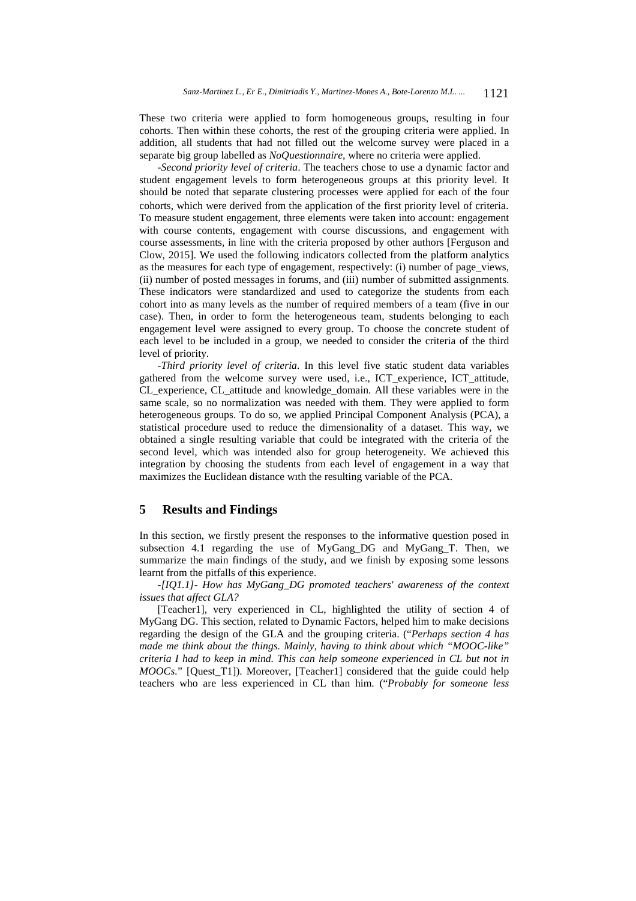These two criteria were applied to form homogeneous groups, resulting in four cohorts. Then within these cohorts, the rest of the grouping criteria were applied. In addition, all students that had not filled out the welcome survey were placed in a separate big group labelled as *NoQuestionnaire*, where no criteria were applied.

-*Second priority level of criteria*. The teachers chose to use a dynamic factor and student engagement levels to form heterogeneous groups at this priority level. It should be noted that separate clustering processes were applied for each of the four cohorts, which were derived from the application of the first priority level of criteria. To measure student engagement, three elements were taken into account: engagement with course contents, engagement with course discussions, and engagement with course assessments, in line with the criteria proposed by other authors [Ferguson and Clow, 2015]. We used the following indicators collected from the platform analytics as the measures for each type of engagement, respectively: (i) number of page_views, (ii) number of posted messages in forums, and (iii) number of submitted assignments. These indicators were standardized and used to categorize the students from each cohort into as many levels as the number of required members of a team (five in our case). Then, in order to form the heterogeneous team, students belonging to each engagement level were assigned to every group. To choose the concrete student of each level to be included in a group, we needed to consider the criteria of the third level of priority.

-*Third priority level of criteria*. In this level five static student data variables gathered from the welcome survey were used, i.e., ICT_experience, ICT_attitude, CL_experience, CL_attitude and knowledge_domain. All these variables were in the same scale, so no normalization was needed with them. They were applied to form heterogeneous groups. To do so, we applied Principal Component Analysis (PCA), a statistical procedure used to reduce the dimensionality of a dataset. This way, we obtained a single resulting variable that could be integrated with the criteria of the second level, which was intended also for group heterogeneity. We achieved this integration by choosing the students from each level of engagement in a way that maximizes the Euclidean distance with the resulting variable of the PCA.

## 5 Results and Findings

In this section, we firstly present the responses to the informative question posed in subsection 4.1 regarding the use of MyGang_DG and MyGang_T. Then, we summarize the main findings of the study, and we finish by exposing some lessons learnt from the pitfalls of this experience.

-*[IQ1.1]- How has MyGang_DG promoted teachers' awareness of the context issues that affect GLA?*

[Teacher1], very experienced in CL, highlighted the utility of section 4 of MyGang DG. This section, related to Dynamic Factors, helped him to make decisions regarding the design of the GLA and the grouping criteria. ("*Perhaps section 4 has made me think about the things. Mainly, having to think about which "MOOC-like" criteria I had to keep in mind. This can help someone experienced in CL but not in MOOCs.*" [Quest_T1]). Moreover, [Teacher1] considered that the guide could help teachers who are less experienced in CL than him. ("*Probably for someone less*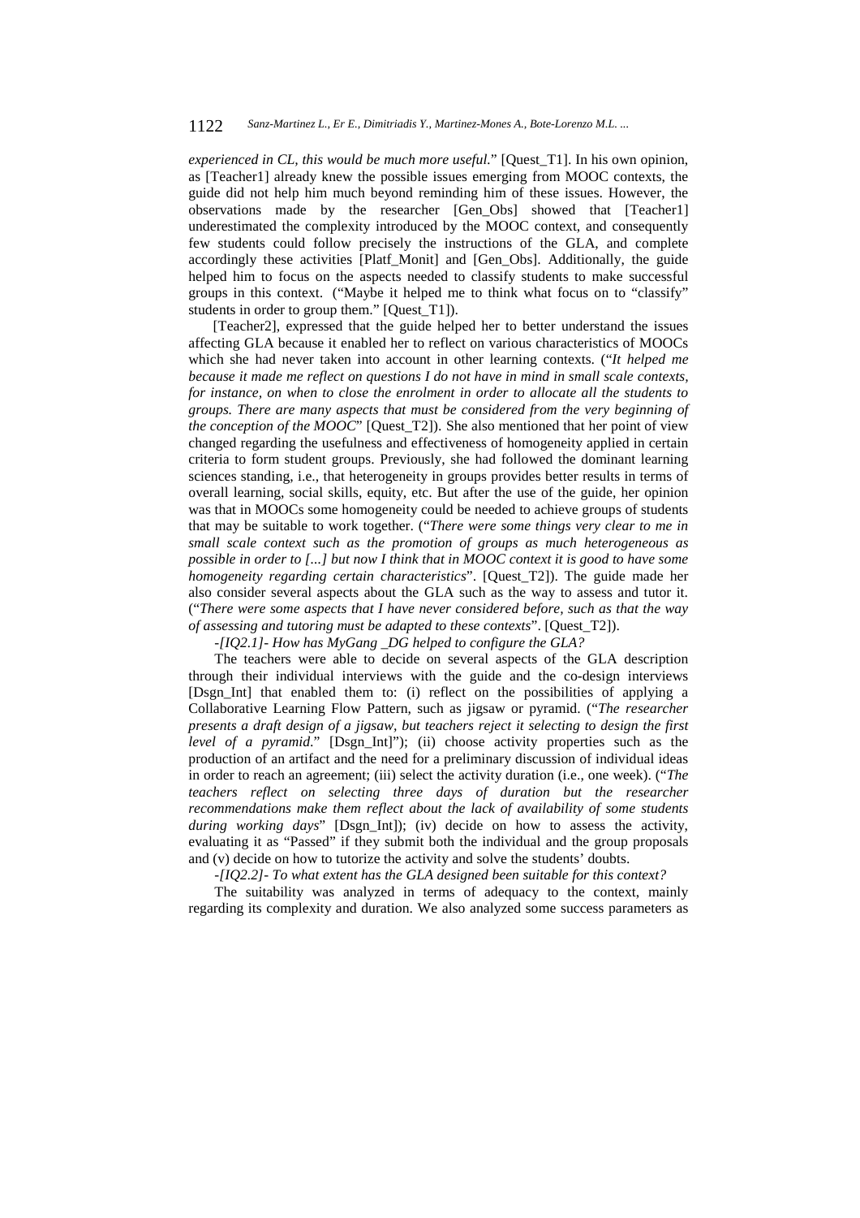*experienced in CL, this would be much more useful.*" [Quest_T1]. In his own opinion, as [Teacher1] already knew the possible issues emerging from MOOC contexts, the guide did not help him much beyond reminding him of these issues. However, the observations made by the researcher [Gen_Obs] showed that [Teacher1] underestimated the complexity introduced by the MOOC context, and consequently few students could follow precisely the instructions of the GLA, and complete accordingly these activities [Platf_Monit] and [Gen_Obs]. Additionally, the guide helped him to focus on the aspects needed to classify students to make successful groups in this context. ("Maybe it helped me to think what focus on to "classify" students in order to group them." [Quest_T1]).

[Teacher2], expressed that the guide helped her to better understand the issues affecting GLA because it enabled her to reflect on various characteristics of MOOCs which she had never taken into account in other learning contexts. ("*It helped me because it made me reflect on questions I do not have in mind in small scale contexts, for instance, on when to close the enrolment in order to allocate all the students to groups. There are many aspects that must be considered from the very beginning of the conception of the MOOC*" [Quest_T2]). She also mentioned that her point of view changed regarding the usefulness and effectiveness of homogeneity applied in certain criteria to form student groups. Previously, she had followed the dominant learning sciences standing, i.e., that heterogeneity in groups provides better results in terms of overall learning, social skills, equity, etc. But after the use of the guide, her opinion was that in MOOCs some homogeneity could be needed to achieve groups of students that may be suitable to work together. ("*There were some things very clear to me in small scale context such as the promotion of groups as much heterogeneous as possible in order to [...] but now I think that in MOOC context it is good to have some homogeneity regarding certain characteristics*". [Quest_T2]). The guide made her also consider several aspects about the GLA such as the way to assess and tutor it. ("*There were some aspects that I have never considered before, such as that the way of assessing and tutoring must be adapted to these contexts*". [Quest_T2]).

*-[IQ2.1]- How has MyGang _DG helped to configure the GLA?*

The teachers were able to decide on several aspects of the GLA description through their individual interviews with the guide and the co-design interviews [Dsgn_Int] that enabled them to: (i) reflect on the possibilities of applying a Collaborative Learning Flow Pattern, such as jigsaw or pyramid. ("*The researcher presents a draft design of a jigsaw, but teachers reject it selecting to design the first level of a pyramid.*" [Dsgn_Int]"); (ii) choose activity properties such as the production of an artifact and the need for a preliminary discussion of individual ideas in order to reach an agreement; (iii) select the activity duration (i.e., one week). ("*The teachers reflect on selecting three days of duration but the researcher recommendations make them reflect about the lack of availability of some students during working days*" [Dsgn_Int]); (iv) decide on how to assess the activity, evaluating it as "Passed" if they submit both the individual and the group proposals and (v) decide on how to tutorize the activity and solve the students' doubts.

*-[IQ2.2]- To what extent has the GLA designed been suitable for this context?*

The suitability was analyzed in terms of adequacy to the context, mainly regarding its complexity and duration. We also analyzed some success parameters as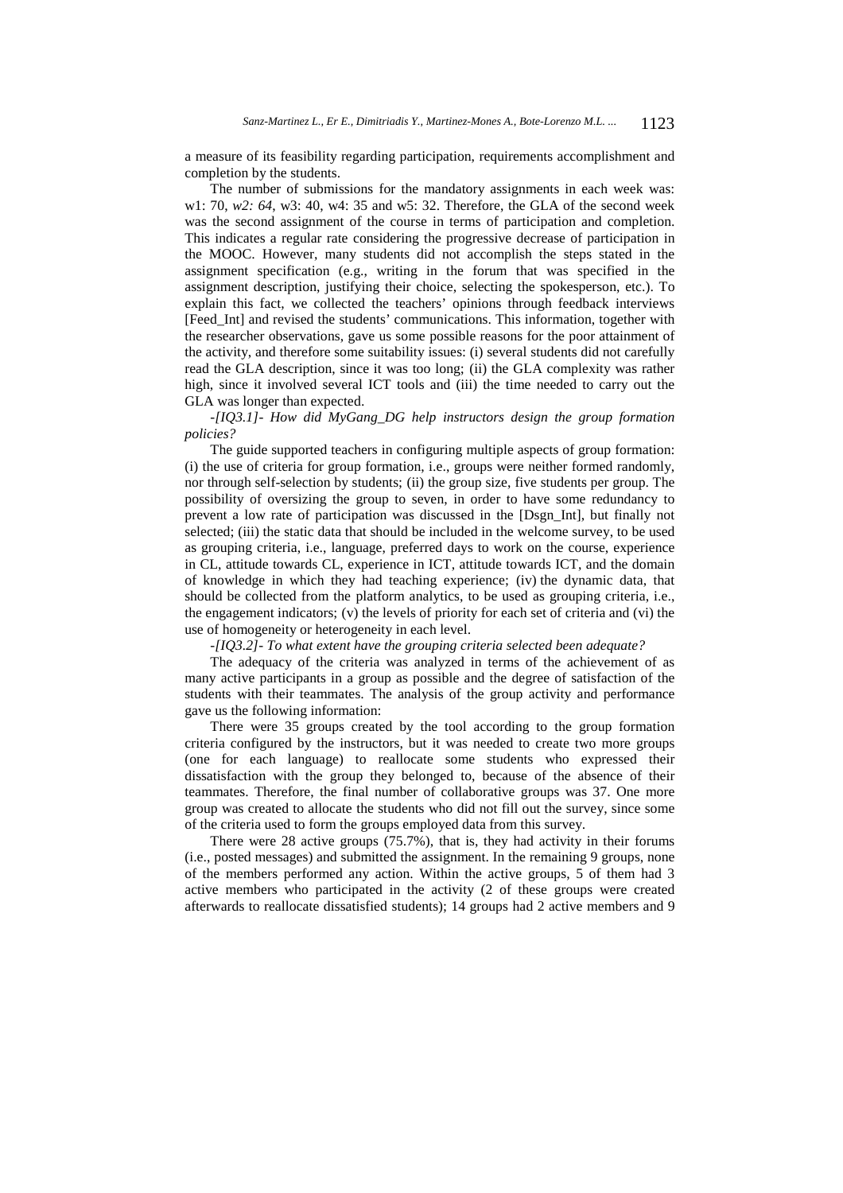a measure of its feasibility regarding participation, requirements accomplishment and completion by the students.

The number of submissions for the mandatory assignments in each week was: w1: 70, *w2: 64*, w3: 40, w4: 35 and w5: 32. Therefore, the GLA of the second week was the second assignment of the course in terms of participation and completion. This indicates a regular rate considering the progressive decrease of participation in the MOOC. However, many students did not accomplish the steps stated in the assignment specification (e.g., writing in the forum that was specified in the assignment description, justifying their choice, selecting the spokesperson, etc.). To explain this fact, we collected the teachers' opinions through feedback interviews [Feed_Int] and revised the students' communications. This information, together with the researcher observations, gave us some possible reasons for the poor attainment of the activity, and therefore some suitability issues: (i) several students did not carefully read the GLA description, since it was too long; (ii) the GLA complexity was rather high, since it involved several ICT tools and (iii) the time needed to carry out the GLA was longer than expected.

*-[IQ3.1]- How did MyGang_DG help instructors design the group formation policies?*

The guide supported teachers in configuring multiple aspects of group formation: (i) the use of criteria for group formation, i.e., groups were neither formed randomly, nor through self-selection by students; (ii) the group size, five students per group. The possibility of oversizing the group to seven, in order to have some redundancy to prevent a low rate of participation was discussed in the [Dsgn_Int], but finally not selected; (iii) the static data that should be included in the welcome survey, to be used as grouping criteria, i.e., language, preferred days to work on the course, experience in CL, attitude towards CL, experience in ICT, attitude towards ICT, and the domain of knowledge in which they had teaching experience; (iv) the dynamic data, that should be collected from the platform analytics, to be used as grouping criteria, i.e., the engagement indicators; (v) the levels of priority for each set of criteria and (vi) the use of homogeneity or heterogeneity in each level.

*-[IQ3.2]- To what extent have the grouping criteria selected been adequate?*

The adequacy of the criteria was analyzed in terms of the achievement of as many active participants in a group as possible and the degree of satisfaction of the students with their teammates. The analysis of the group activity and performance gave us the following information:

There were 35 groups created by the tool according to the group formation criteria configured by the instructors, but it was needed to create two more groups (one for each language) to reallocate some students who expressed their dissatisfaction with the group they belonged to, because of the absence of their teammates. Therefore, the final number of collaborative groups was 37. One more group was created to allocate the students who did not fill out the survey, since some of the criteria used to form the groups employed data from this survey.

There were 28 active groups (75.7%), that is, they had activity in their forums (i.e., posted messages) and submitted the assignment. In the remaining 9 groups, none of the members performed any action. Within the active groups, 5 of them had 3 active members who participated in the activity (2 of these groups were created afterwards to reallocate dissatisfied students); 14 groups had 2 active members and 9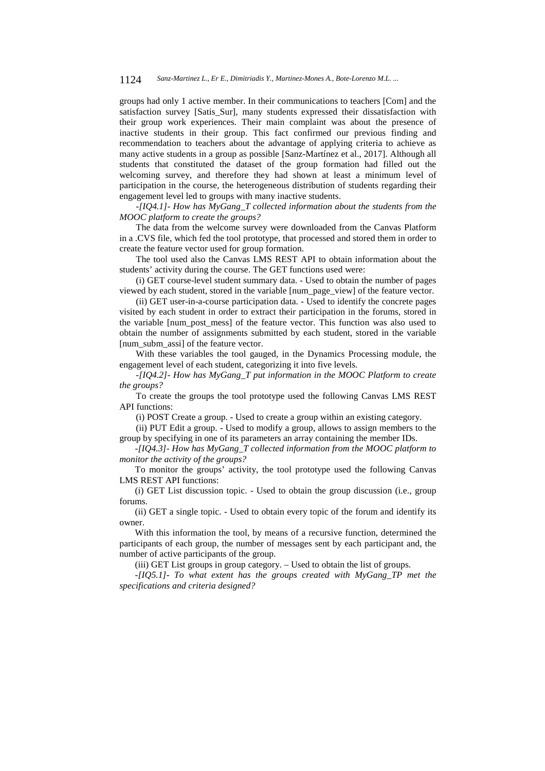groups had only 1 active member. In their communications to teachers [Com] and the satisfaction survey [Satis_Sur], many students expressed their dissatisfaction with their group work experiences. Their main complaint was about the presence of inactive students in their group. This fact confirmed our previous finding and recommendation to teachers about the advantage of applying criteria to achieve as many active students in a group as possible [Sanz-Martínez et al., 2017]. Although all students that constituted the dataset of the group formation had filled out the welcoming survey, and therefore they had shown at least a minimum level of participation in the course, the heterogeneous distribution of students regarding their engagement level led to groups with many inactive students.

*-[IQ4.1]- How has MyGang_T collected information about the students from the MOOC platform to create the groups?*

The data from the welcome survey were downloaded from the Canvas Platform in a .CVS file, which fed the tool prototype, that processed and stored them in order to create the feature vector used for group formation.

The tool used also the Canvas LMS REST API to obtain information about the students' activity during the course. The GET functions used were:

(i) GET course-level student summary data. - Used to obtain the number of pages viewed by each student, stored in the variable [num_page_view] of the feature vector.

(ii) GET user-in-a-course participation data. - Used to identify the concrete pages visited by each student in order to extract their participation in the forums, stored in the variable [num_post_mess] of the feature vector. This function was also used to obtain the number of assignments submitted by each student, stored in the variable [num_subm_assi] of the feature vector.

With these variables the tool gauged, in the Dynamics Processing module, the engagement level of each student, categorizing it into five levels.

*-[IQ4.2]- How has MyGang_T put information in the MOOC Platform to create the groups?*

To create the groups the tool prototype used the following Canvas LMS REST API functions:

(i) POST Create a group. - Used to create a group within an existing category.

(ii) PUT Edit a group. - Used to modify a group, allows to assign members to the group by specifying in one of its parameters an array containing the member IDs.

*-[IQ4.3]- How has MyGang_T collected information from the MOOC platform to monitor the activity of the groups?*

To monitor the groups' activity, the tool prototype used the following Canvas LMS REST API functions:

(i) GET List discussion topic. - Used to obtain the group discussion (i.e., group forums.

(ii) GET a single topic. - Used to obtain every topic of the forum and identify its owner.

With this information the tool, by means of a recursive function, determined the participants of each group, the number of messages sent by each participant and, the number of active participants of the group.

(iii) GET List groups in group category. – Used to obtain the list of groups.

*-[IQ5.1]- To what extent has the groups created with MyGang_TP met the specifications and criteria designed?*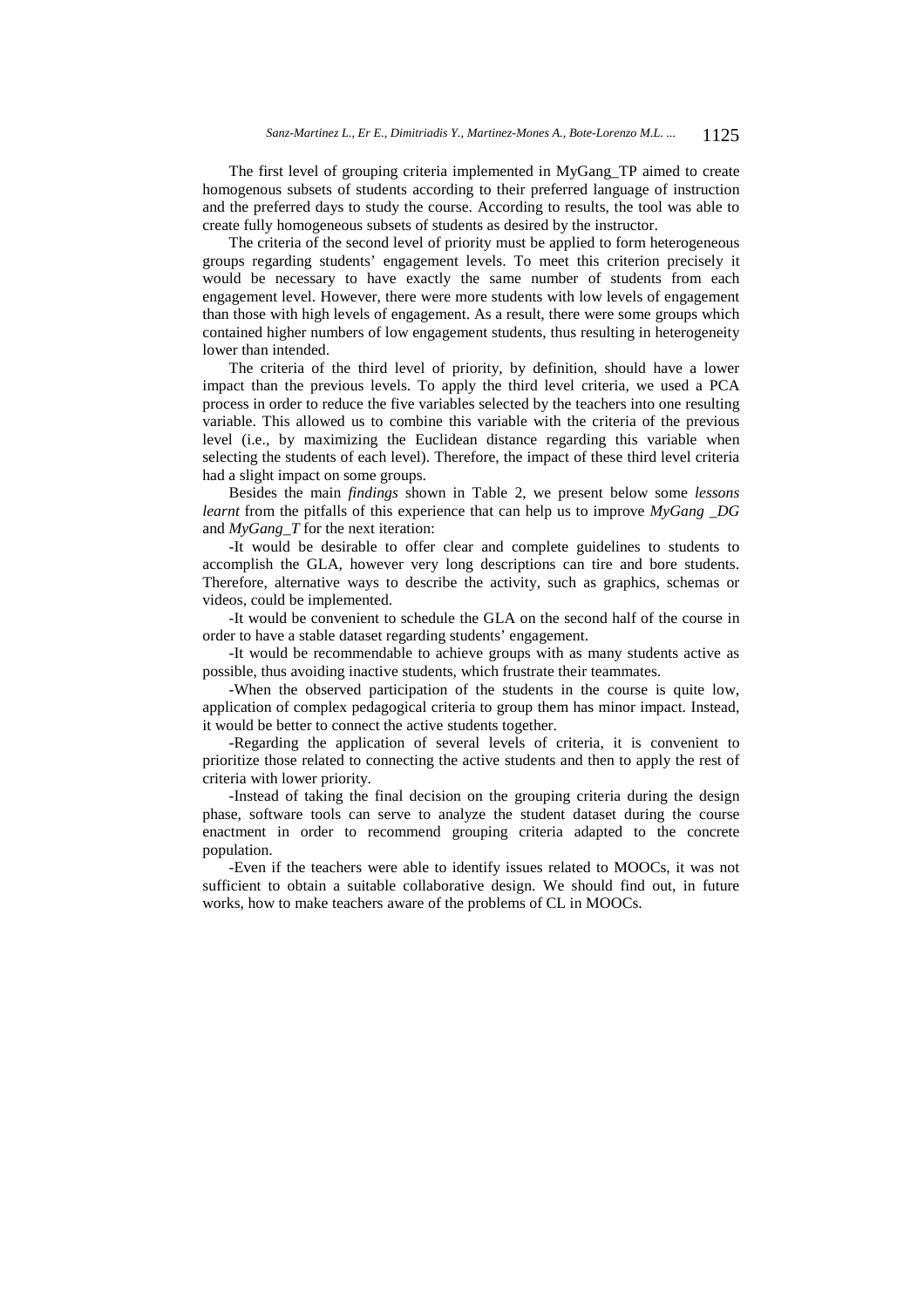The first level of grouping criteria implemented in MyGang_TP aimed to create homogenous subsets of students according to their preferred language of instruction and the preferred days to study the course. According to results, the tool was able to create fully homogeneous subsets of students as desired by the instructor.

The criteria of the second level of priority must be applied to form heterogeneous groups regarding students' engagement levels. To meet this criterion precisely it would be necessary to have exactly the same number of students from each engagement level. However, there were more students with low levels of engagement than those with high levels of engagement. As a result, there were some groups which contained higher numbers of low engagement students, thus resulting in heterogeneity lower than intended.

The criteria of the third level of priority, by definition, should have a lower impact than the previous levels. To apply the third level criteria, we used a PCA process in order to reduce the five variables selected by the teachers into one resulting variable. This allowed us to combine this variable with the criteria of the previous level (i.e., by maximizing the Euclidean distance regarding this variable when selecting the students of each level). Therefore, the impact of these third level criteria had a slight impact on some groups.

Besides the main *findings* shown in Table 2, we present below some *lessons learnt* from the pitfalls of this experience that can help us to improve *MyGang _DG* and *MyGang_T* for the next iteration:

-It would be desirable to offer clear and complete guidelines to students to accomplish the GLA, however very long descriptions can tire and bore students. Therefore, alternative ways to describe the activity, such as graphics, schemas or videos, could be implemented.

-It would be convenient to schedule the GLA on the second half of the course in order to have a stable dataset regarding students' engagement.

-It would be recommendable to achieve groups with as many students active as possible, thus avoiding inactive students, which frustrate their teammates.

-When the observed participation of the students in the course is quite low, application of complex pedagogical criteria to group them has minor impact. Instead, it would be better to connect the active students together.

-Regarding the application of several levels of criteria, it is convenient to prioritize those related to connecting the active students and then to apply the rest of criteria with lower priority.

-Instead of taking the final decision on the grouping criteria during the design phase, software tools can serve to analyze the student dataset during the course enactment in order to recommend grouping criteria adapted to the concrete population.

-Even if the teachers were able to identify issues related to MOOCs, it was not sufficient to obtain a suitable collaborative design. We should find out, in future works, how to make teachers aware of the problems of CL in MOOCs.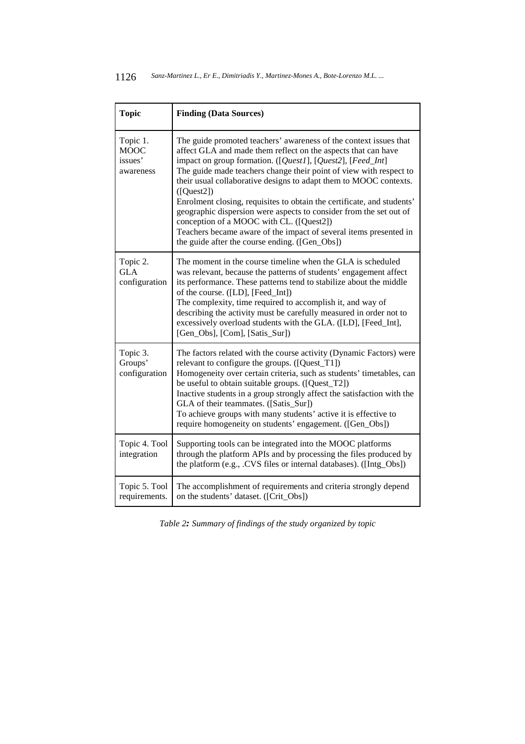| **Topic** | **Finding (Data Sources)** |
|---|---|
| Topic 1. MOOC issues' awareness | The guide promoted teachers' awareness of the context issues that affect GLA and made them reflect on the aspects that can have impact on group formation. ([*Quest1*], [*Quest2*], [*Feed_Int*]<br>The guide made teachers change their point of view with respect to their usual collaborative designs to adapt them to MOOC contexts. ([Quest2])<br>Enrolment closing, requisites to obtain the certificate, and students' geographic dispersion were aspects to consider from the set out of conception of a MOOC with CL. ([Quest2])<br>Teachers became aware of the impact of several items presented in the guide after the course ending. ([Gen_Obs]) |
| Topic 2. GLA configuration | The moment in the course timeline when the GLA is scheduled was relevant, because the patterns of students' engagement affect its performance. These patterns tend to stabilize about the middle of the course. ([LD], [Feed_Int])<br>The complexity, time required to accomplish it, and way of describing the activity must be carefully measured in order not to excessively overload students with the GLA. ([LD], [Feed_Int], [Gen_Obs], [Com], [Satis_Sur]) |
| Topic 3. Groups' configuration | The factors related with the course activity (Dynamic Factors) were relevant to configure the groups. ([Quest_T1])<br>Homogeneity over certain criteria, such as students' timetables, can be useful to obtain suitable groups. ([Quest_T2])<br>Inactive students in a group strongly affect the satisfaction with the GLA of their teammates. ([Satis_Sur])<br>To achieve groups with many students' active it is effective to require homogeneity on students' engagement. ([Gen_Obs]) |
| Topic 4. Tool integration | Supporting tools can be integrated into the MOOC platforms through the platform APIs and by processing the files produced by the platform (e.g., .CVS files or internal databases). ([Intg_Obs]) |
| Topic 5. Tool requirements. | The accomplishment of requirements and criteria strongly depend on the students' dataset. ([Crit_Obs]) |

*Table 2: Summary of findings of the study organized by topic*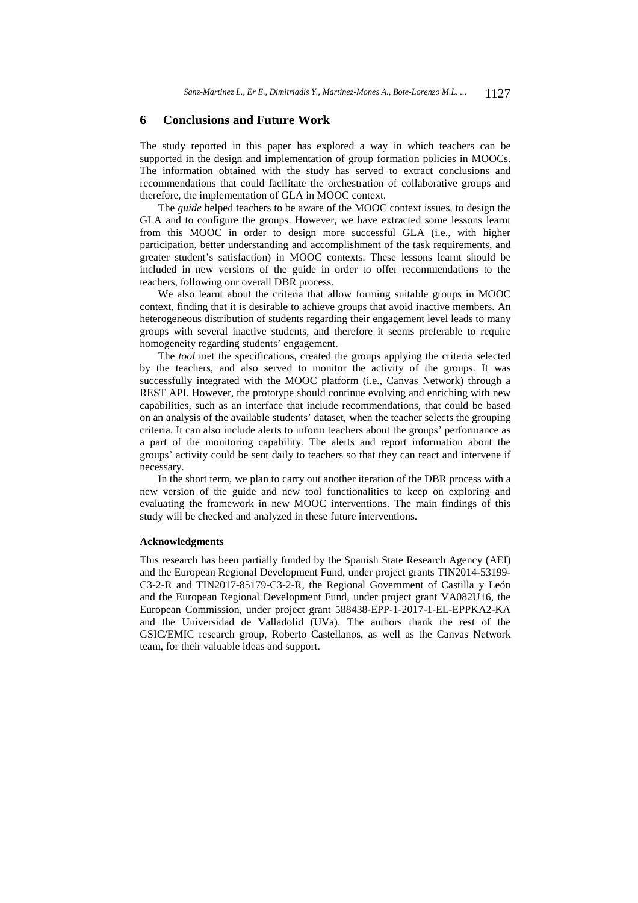## 6 Conclusions and Future Work

The study reported in this paper has explored a way in which teachers can be supported in the design and implementation of group formation policies in MOOCs. The information obtained with the study has served to extract conclusions and recommendations that could facilitate the orchestration of collaborative groups and therefore, the implementation of GLA in MOOC context.

The *guide* helped teachers to be aware of the MOOC context issues, to design the GLA and to configure the groups. However, we have extracted some lessons learnt from this MOOC in order to design more successful GLA (i.e., with higher participation, better understanding and accomplishment of the task requirements, and greater student's satisfaction) in MOOC contexts. These lessons learnt should be included in new versions of the guide in order to offer recommendations to the teachers, following our overall DBR process.

We also learnt about the criteria that allow forming suitable groups in MOOC context, finding that it is desirable to achieve groups that avoid inactive members. An heterogeneous distribution of students regarding their engagement level leads to many groups with several inactive students, and therefore it seems preferable to require homogeneity regarding students' engagement.

The *tool* met the specifications, created the groups applying the criteria selected by the teachers, and also served to monitor the activity of the groups. It was successfully integrated with the MOOC platform (i.e., Canvas Network) through a REST API. However, the prototype should continue evolving and enriching with new capabilities, such as an interface that include recommendations, that could be based on an analysis of the available students' dataset, when the teacher selects the grouping criteria. It can also include alerts to inform teachers about the groups' performance as a part of the monitoring capability. The alerts and report information about the groups' activity could be sent daily to teachers so that they can react and intervene if necessary.

In the short term, we plan to carry out another iteration of the DBR process with a new version of the guide and new tool functionalities to keep on exploring and evaluating the framework in new MOOC interventions. The main findings of this study will be checked and analyzed in these future interventions.

#### Acknowledgments

This research has been partially funded by the Spanish State Research Agency (AEI) and the European Regional Development Fund, under project grants TIN2014-53199-C3-2-R and TIN2017-85179-C3-2-R, the Regional Government of Castilla y León and the European Regional Development Fund, under project grant VA082U16, the European Commission, under project grant 588438-EPP-1-2017-1-EL-EPPKA2-KA and the Universidad de Valladolid (UVa). The authors thank the rest of the GSIC/EMIC research group, Roberto Castellanos, as well as the Canvas Network team, for their valuable ideas and support.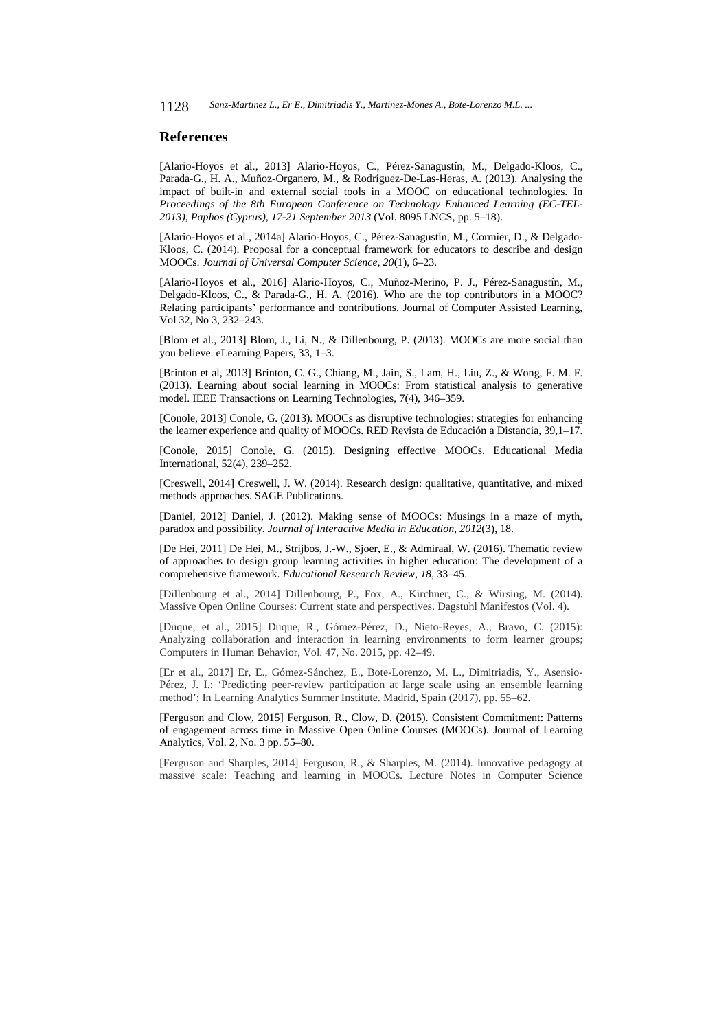## References

[Alario-Hoyos et al., 2013] Alario-Hoyos, C., Pérez-Sanagustín, M., Delgado-Kloos, C., Parada-G., H. A., Muñoz-Organero, M., & Rodríguez-De-Las-Heras, A. (2013). Analysing the impact of built-in and external social tools in a MOOC on educational technologies. In *Proceedings of the 8th European Conference on Technology Enhanced Learning (EC-TEL-2013), Paphos (Cyprus), 17-21 September 2013* (Vol. 8095 LNCS, pp. 5–18).

[Alario-Hoyos et al., 2014a] Alario-Hoyos, C., Pérez-Sanagustín, M., Cormier, D., & Delgado-Kloos, C. (2014). Proposal for a conceptual framework for educators to describe and design MOOCs. *Journal of Universal Computer Science*, *20*(1), 6–23.

[Alario-Hoyos et al., 2016] Alario-Hoyos, C., Muñoz-Merino, P. J., Pérez-Sanagustín, M., Delgado-Kloos, C., & Parada-G., H. A. (2016). Who are the top contributors in a MOOC? Relating participants' performance and contributions. Journal of Computer Assisted Learning, Vol 32, No 3, 232–243.

[Blom et al., 2013] Blom, J., Li, N., & Dillenbourg, P. (2013). MOOCs are more social than you believe. eLearning Papers, 33, 1–3.

[Brinton et al, 2013] Brinton, C. G., Chiang, M., Jain, S., Lam, H., Liu, Z., & Wong, F. M. F. (2013). Learning about social learning in MOOCs: From statistical analysis to generative model. IEEE Transactions on Learning Technologies, 7(4), 346–359.

[Conole, 2013] Conole, G. (2013). MOOCs as disruptive technologies: strategies for enhancing the learner experience and quality of MOOCs. RED Revista de Educación a Distancia, 39,1–17.

[Conole, 2015] Conole, G. (2015). Designing effective MOOCs. Educational Media International, 52(4), 239–252.

[Creswell, 2014] Creswell, J. W. (2014). Research design: qualitative, quantitative, and mixed methods approaches. SAGE Publications.

[Daniel, 2012] Daniel, J. (2012). Making sense of MOOCs: Musings in a maze of myth, paradox and possibility. *Journal of Interactive Media in Education*, *2012*(3), 18.

[De Hei, 2011] De Hei, M., Strijbos, J.-W., Sjoer, E., & Admiraal, W. (2016). Thematic review of approaches to design group learning activities in higher education: The development of a comprehensive framework. *Educational Research Review*, *18*, 33–45.

[Dillenbourg et al., 2014] Dillenbourg, P., Fox, A., Kirchner, C., & Wirsing, M. (2014). Massive Open Online Courses: Current state and perspectives. Dagstuhl Manifestos (Vol. 4).

[Duque, et al., 2015] Duque, R., Gómez-Pérez, D., Nieto-Reyes, A., Bravo, C. (2015): Analyzing collaboration and interaction in learning environments to form learner groups; Computers in Human Behavior, Vol. 47, No. 2015, pp. 42–49.

[Er et al., 2017] Er, E., Gómez-Sánchez, E., Bote-Lorenzo, M. L., Dimitriadis, Y., Asensio-Pérez, J. I.: 'Predicting peer-review participation at large scale using an ensemble learning method'; In Learning Analytics Summer Institute. Madrid, Spain (2017), pp. 55–62.

[Ferguson and Clow, 2015] Ferguson, R., Clow, D. (2015). Consistent Commitment: Patterns of engagement across time in Massive Open Online Courses (MOOCs). Journal of Learning Analytics, Vol. 2, No. 3 pp. 55–80.

[Ferguson and Sharples, 2014] Ferguson, R., & Sharples, M. (2014). Innovative pedagogy at massive scale: Teaching and learning in MOOCs. Lecture Notes in Computer Science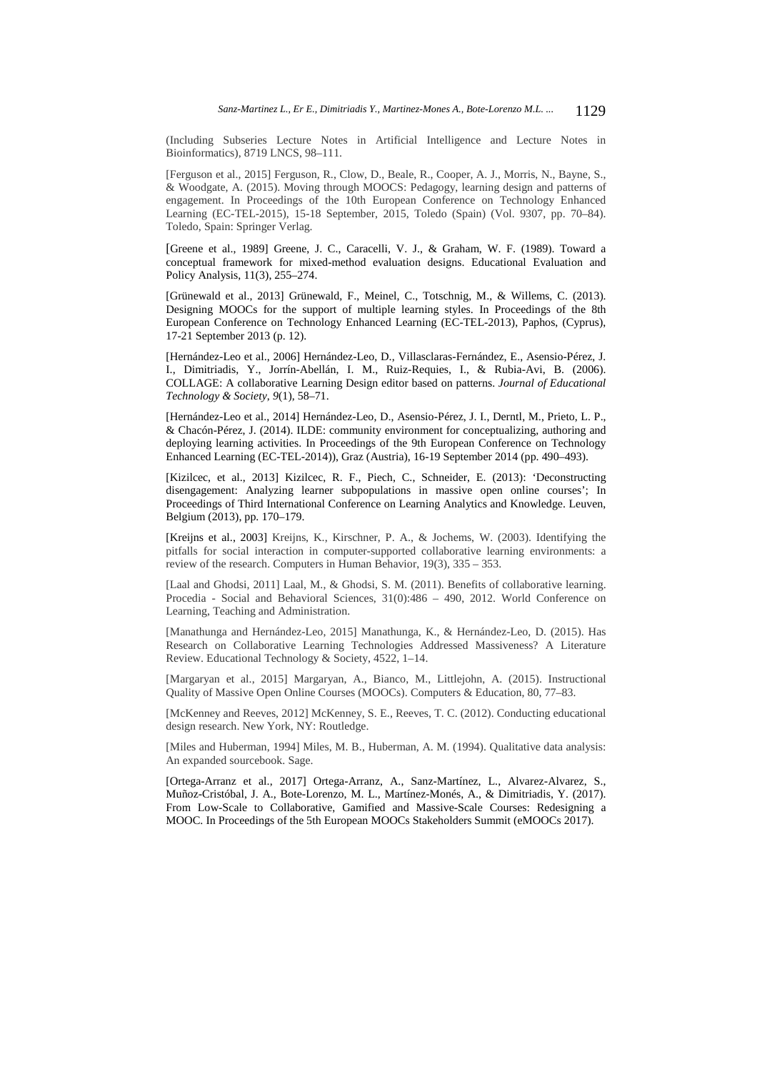(Including Subseries Lecture Notes in Artificial Intelligence and Lecture Notes in Bioinformatics), 8719 LNCS, 98–111.

[Ferguson et al., 2015] Ferguson, R., Clow, D., Beale, R., Cooper, A. J., Morris, N., Bayne, S., & Woodgate, A. (2015). Moving through MOOCS: Pedagogy, learning design and patterns of engagement. In Proceedings of the 10th European Conference on Technology Enhanced Learning (EC-TEL-2015), 15-18 September, 2015, Toledo (Spain) (Vol. 9307, pp. 70–84). Toledo, Spain: Springer Verlag.

[Greene et al., 1989] Greene, J. C., Caracelli, V. J., & Graham, W. F. (1989). Toward a conceptual framework for mixed-method evaluation designs. Educational Evaluation and Policy Analysis, 11(3), 255–274.

[Grünewald et al., 2013] Grünewald, F., Meinel, C., Totschnig, M., & Willems, C. (2013). Designing MOOCs for the support of multiple learning styles. In Proceedings of the 8th European Conference on Technology Enhanced Learning (EC-TEL-2013), Paphos, (Cyprus), 17-21 September 2013 (p. 12).

[Hernández-Leo et al., 2006] Hernández-Leo, D., Villasclaras-Fernández, E., Asensio-Pérez, J. I., Dimitriadis, Y., Jorrín-Abellán, I. M., Ruiz-Requies, I., & Rubia-Avi, B. (2006). COLLAGE: A collaborative Learning Design editor based on patterns. *Journal of Educational Technology & Society*, *9*(1), 58–71.

[Hernández-Leo et al., 2014] Hernández-Leo, D., Asensio-Pérez, J. I., Derntl, M., Prieto, L. P., & Chacón-Pérez, J. (2014). ILDE: community environment for conceptualizing, authoring and deploying learning activities. In Proceedings of the 9th European Conference on Technology Enhanced Learning (EC-TEL-2014)), Graz (Austria), 16-19 September 2014 (pp. 490–493).

[Kizilcec, et al., 2013] Kizilcec, R. F., Piech, C., Schneider, E. (2013): 'Deconstructing disengagement: Analyzing learner subpopulations in massive open online courses'; In Proceedings of Third International Conference on Learning Analytics and Knowledge. Leuven, Belgium (2013), pp. 170–179.

[Kreijns et al., 2003] Kreijns, K., Kirschner, P. A., & Jochems, W. (2003). Identifying the pitfalls for social interaction in computer-supported collaborative learning environments: a review of the research. Computers in Human Behavior, 19(3), 335 – 353.

[Laal and Ghodsi, 2011] Laal, M., & Ghodsi, S. M. (2011). Benefits of collaborative learning. Procedia - Social and Behavioral Sciences, 31(0):486 – 490, 2012. World Conference on Learning, Teaching and Administration.

[Manathunga and Hernández-Leo, 2015] Manathunga, K., & Hernández-Leo, D. (2015). Has Research on Collaborative Learning Technologies Addressed Massiveness? A Literature Review. Educational Technology & Society, 4522, 1–14.

[Margaryan et al., 2015] Margaryan, A., Bianco, M., Littlejohn, A. (2015). Instructional Quality of Massive Open Online Courses (MOOCs). Computers & Education, 80, 77–83.

[McKenney and Reeves, 2012] McKenney, S. E., Reeves, T. C. (2012). Conducting educational design research. New York, NY: Routledge.

[Miles and Huberman, 1994] Miles, M. B., Huberman, A. M. (1994). Qualitative data analysis: An expanded sourcebook. Sage.

[Ortega-Arranz et al., 2017] Ortega-Arranz, A., Sanz-Martínez, L., Alvarez-Alvarez, S., Muñoz-Cristóbal, J. A., Bote-Lorenzo, M. L., Martínez-Monés, A., & Dimitriadis, Y. (2017). From Low-Scale to Collaborative, Gamified and Massive-Scale Courses: Redesigning a MOOC. In Proceedings of the 5th European MOOCs Stakeholders Summit (eMOOCs 2017).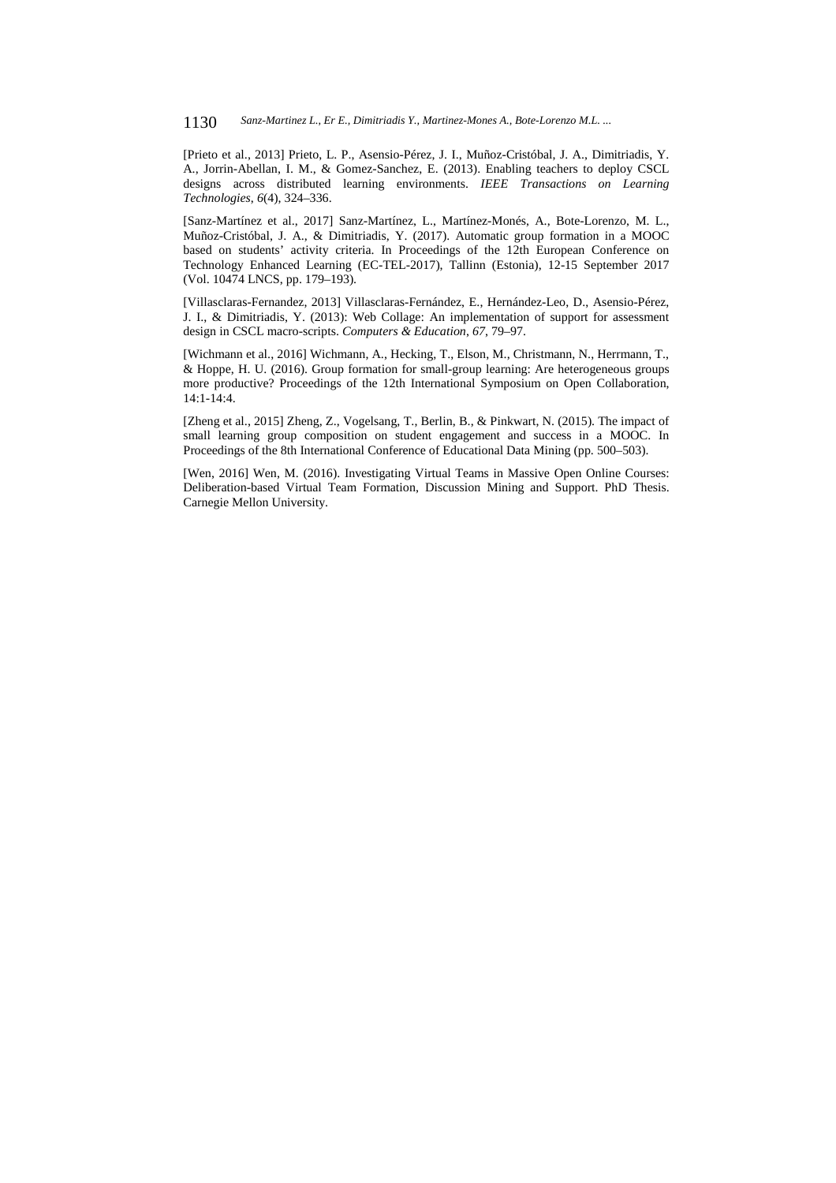[Prieto et al., 2013] Prieto, L. P., Asensio-Pérez, J. I., Muñoz-Cristóbal, J. A., Dimitriadis, Y. A., Jorrin-Abellan, I. M., & Gomez-Sanchez, E. (2013). Enabling teachers to deploy CSCL designs across distributed learning environments. *IEEE Transactions on Learning Technologies*, *6*(4), 324–336.

[Sanz-Martínez et al., 2017] Sanz-Martínez, L., Martínez-Monés, A., Bote-Lorenzo, M. L., Muñoz-Cristóbal, J. A., & Dimitriadis, Y. (2017). Automatic group formation in a MOOC based on students' activity criteria. In Proceedings of the 12th European Conference on Technology Enhanced Learning (EC-TEL-2017), Tallinn (Estonia), 12-15 September 2017 (Vol. 10474 LNCS, pp. 179–193).

[Villasclaras-Fernandez, 2013] Villasclaras-Fernández, E., Hernández-Leo, D., Asensio-Pérez, J. I., & Dimitriadis, Y. (2013): Web Collage: An implementation of support for assessment design in CSCL macro-scripts. *Computers & Education*, *67*, 79–97.

[Wichmann et al., 2016] Wichmann, A., Hecking, T., Elson, M., Christmann, N., Herrmann, T., & Hoppe, H. U. (2016). Group formation for small-group learning: Are heterogeneous groups more productive? Proceedings of the 12th International Symposium on Open Collaboration, 14:1-14:4.

[Zheng et al., 2015] Zheng, Z., Vogelsang, T., Berlin, B., & Pinkwart, N. (2015). The impact of small learning group composition on student engagement and success in a MOOC. In Proceedings of the 8th International Conference of Educational Data Mining (pp. 500–503).

[Wen, 2016] Wen, M. (2016). Investigating Virtual Teams in Massive Open Online Courses: Deliberation-based Virtual Team Formation, Discussion Mining and Support. PhD Thesis. Carnegie Mellon University.